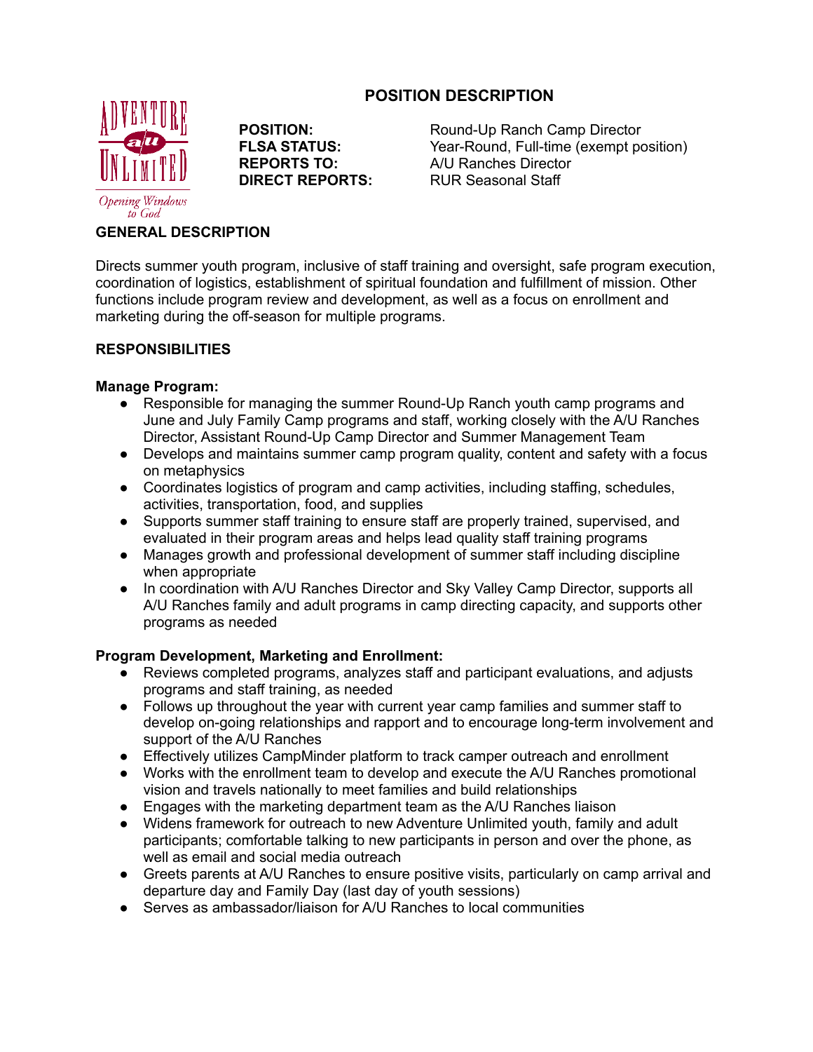# POSITION DESCRIPTION

**POSITION:** Round-Up Ranch Camp Director
**FLSA STATUS:** Year-Round, Full-time (exempt position)
**REPORTS TO:** A/U Ranches Director
**DIRECT REPORTS:** RUR Seasonal Staff

## GENERAL DESCRIPTION

Directs summer youth program, inclusive of staff training and oversight, safe program execution, coordination of logistics, establishment of spiritual foundation and fulfillment of mission. Other functions include program review and development, as well as a focus on enrollment and marketing during the off-season for multiple programs.

## RESPONSIBILITIES

**Manage Program:**

- Responsible for managing the summer Round-Up Ranch youth camp programs and June and July Family Camp programs and staff, working closely with the A/U Ranches Director, Assistant Round-Up Camp Director and Summer Management Team
- Develops and maintains summer camp program quality, content and safety with a focus on metaphysics
- Coordinates logistics of program and camp activities, including staffing, schedules, activities, transportation, food, and supplies
- Supports summer staff training to ensure staff are properly trained, supervised, and evaluated in their program areas and helps lead quality staff training programs
- Manages growth and professional development of summer staff including discipline when appropriate
- In coordination with A/U Ranches Director and Sky Valley Camp Director, supports all A/U Ranches family and adult programs in camp directing capacity, and supports other programs as needed

**Program Development, Marketing and Enrollment:**

- Reviews completed programs, analyzes staff and participant evaluations, and adjusts programs and staff training, as needed
- Follows up throughout the year with current year camp families and summer staff to develop on-going relationships and rapport and to encourage long-term involvement and support of the A/U Ranches
- Effectively utilizes CampMinder platform to track camper outreach and enrollment
- Works with the enrollment team to develop and execute the A/U Ranches promotional vision and travels nationally to meet families and build relationships
- Engages with the marketing department team as the A/U Ranches liaison
- Widens framework for outreach to new Adventure Unlimited youth, family and adult participants; comfortable talking to new participants in person and over the phone, as well as email and social media outreach
- Greets parents at A/U Ranches to ensure positive visits, particularly on camp arrival and departure day and Family Day (last day of youth sessions)
- Serves as ambassador/liaison for A/U Ranches to local communities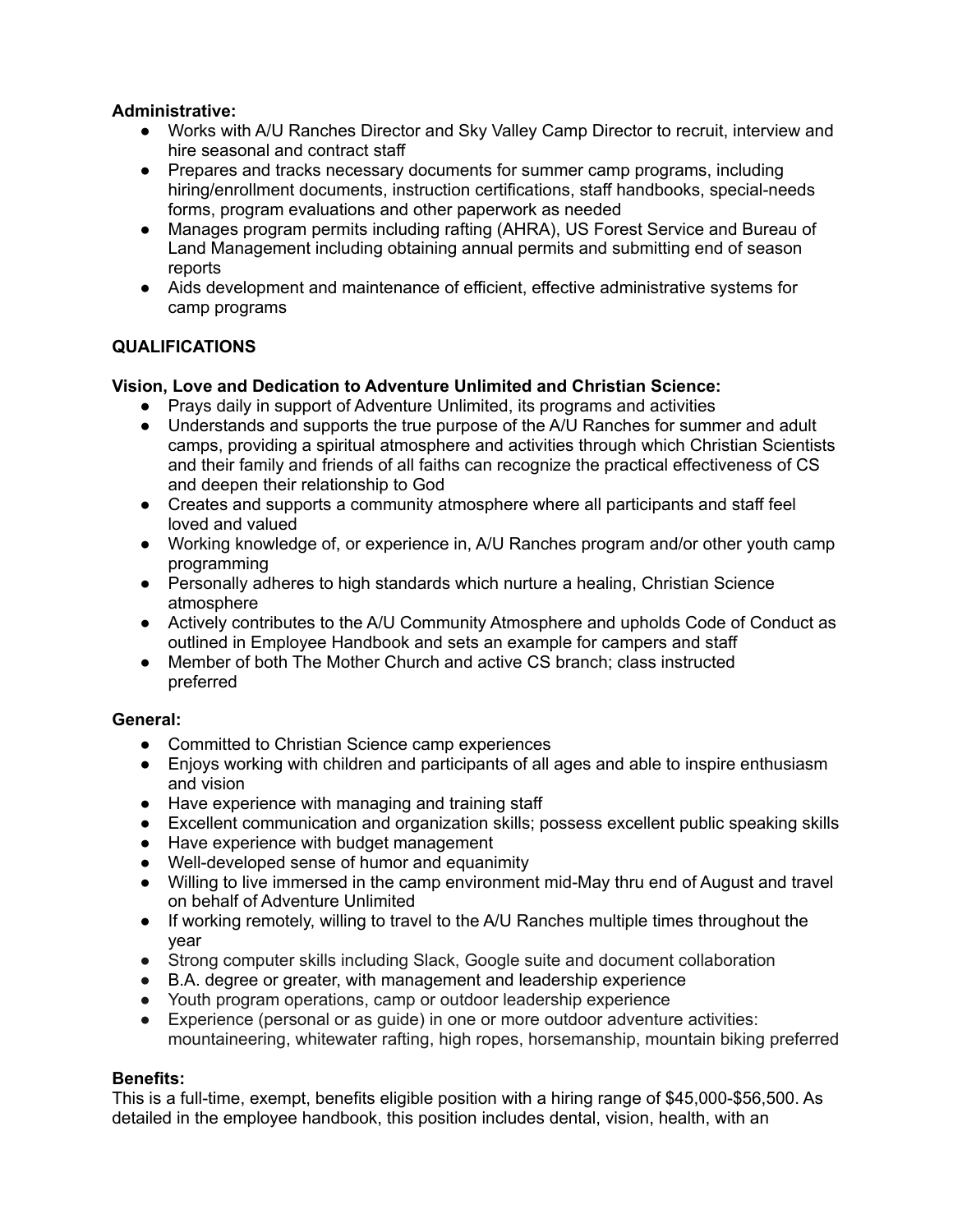**Administrative:**

- Works with A/U Ranches Director and Sky Valley Camp Director to recruit, interview and hire seasonal and contract staff
- Prepares and tracks necessary documents for summer camp programs, including hiring/enrollment documents, instruction certifications, staff handbooks, special-needs forms, program evaluations and other paperwork as needed
- Manages program permits including rafting (AHRA), US Forest Service and Bureau of Land Management including obtaining annual permits and submitting end of season reports
- Aids development and maintenance of efficient, effective administrative systems for camp programs

**QUALIFICATIONS**

**Vision, Love and Dedication to Adventure Unlimited and Christian Science:**

- Prays daily in support of Adventure Unlimited, its programs and activities
- Understands and supports the true purpose of the A/U Ranches for summer and adult camps, providing a spiritual atmosphere and activities through which Christian Scientists and their family and friends of all faiths can recognize the practical effectiveness of CS and deepen their relationship to God
- Creates and supports a community atmosphere where all participants and staff feel loved and valued
- Working knowledge of, or experience in, A/U Ranches program and/or other youth camp programming
- Personally adheres to high standards which nurture a healing, Christian Science atmosphere
- Actively contributes to the A/U Community Atmosphere and upholds Code of Conduct as outlined in Employee Handbook and sets an example for campers and staff
- Member of both The Mother Church and active CS branch; class instructed preferred

**General:**

- Committed to Christian Science camp experiences
- Enjoys working with children and participants of all ages and able to inspire enthusiasm and vision
- Have experience with managing and training staff
- Excellent communication and organization skills; possess excellent public speaking skills
- Have experience with budget management
- Well-developed sense of humor and equanimity
- Willing to live immersed in the camp environment mid-May thru end of August and travel on behalf of Adventure Unlimited
- If working remotely, willing to travel to the A/U Ranches multiple times throughout the year
- Strong computer skills including Slack, Google suite and document collaboration
- B.A. degree or greater, with management and leadership experience
- Youth program operations, camp or outdoor leadership experience
- Experience (personal or as guide) in one or more outdoor adventure activities: mountaineering, whitewater rafting, high ropes, horsemanship, mountain biking preferred

**Benefits:**

This is a full-time, exempt, benefits eligible position with a hiring range of $45,000-$56,500. As detailed in the employee handbook, this position includes dental, vision, health, with an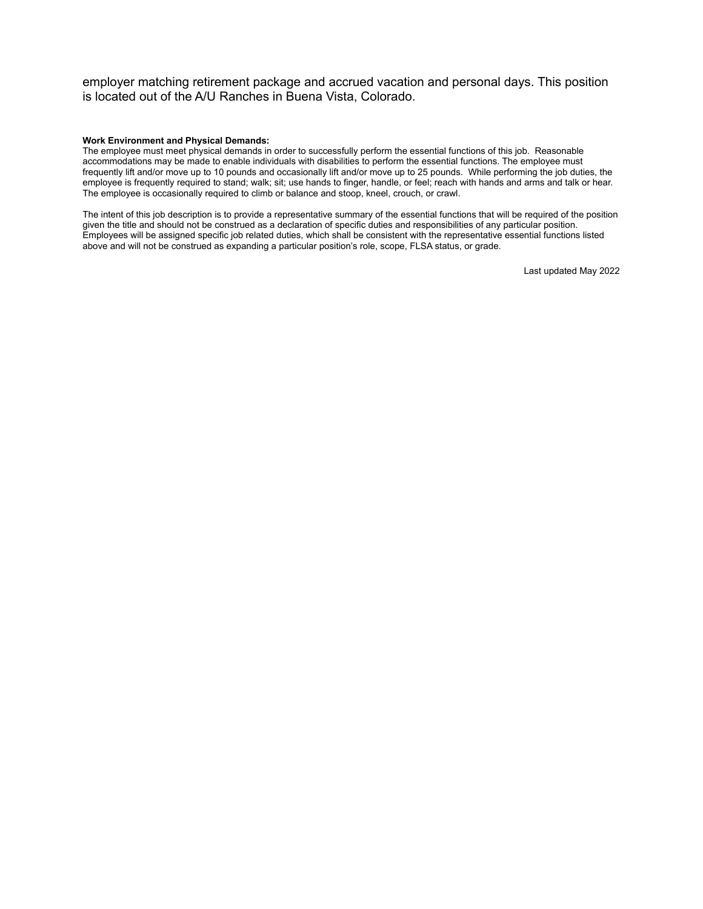employer matching retirement package and accrued vacation and personal days. This position is located out of the A/U Ranches in Buena Vista, Colorado.

**Work Environment and Physical Demands:**
The employee must meet physical demands in order to successfully perform the essential functions of this job. Reasonable accommodations may be made to enable individuals with disabilities to perform the essential functions. The employee must frequently lift and/or move up to 10 pounds and occasionally lift and/or move up to 25 pounds. While performing the job duties, the employee is frequently required to stand; walk; sit; use hands to finger, handle, or feel; reach with hands and arms and talk or hear. The employee is occasionally required to climb or balance and stoop, kneel, crouch, or crawl.

The intent of this job description is to provide a representative summary of the essential functions that will be required of the position given the title and should not be construed as a declaration of specific duties and responsibilities of any particular position. Employees will be assigned specific job related duties, which shall be consistent with the representative essential functions listed above and will not be construed as expanding a particular position's role, scope, FLSA status, or grade.

Last updated May 2022